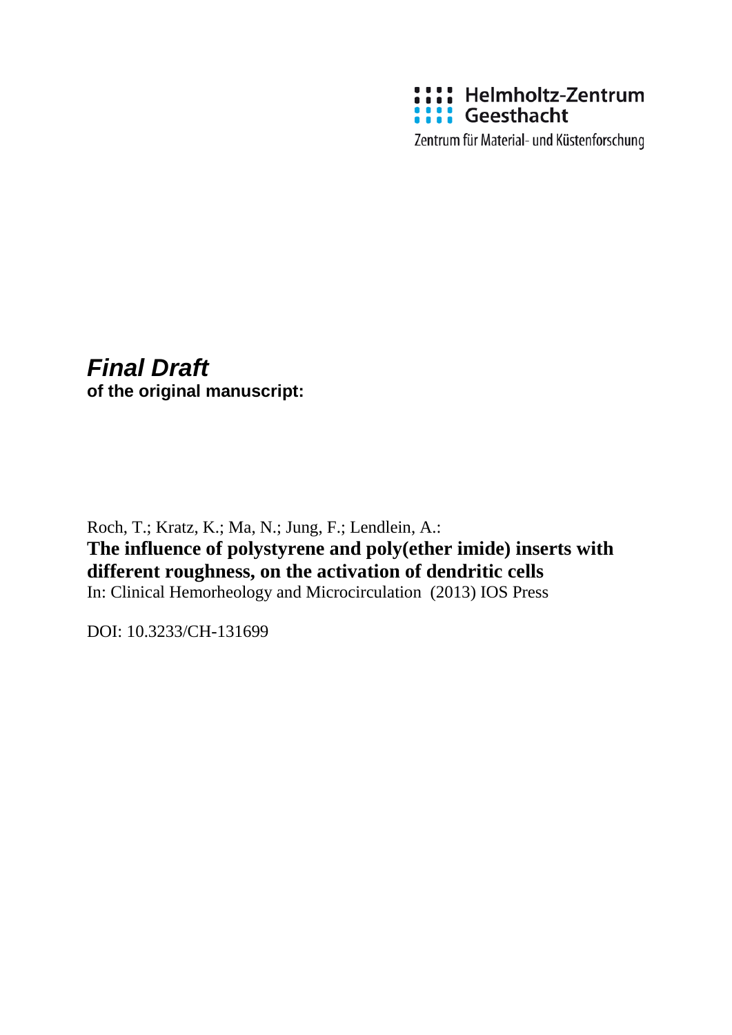Helmholtz-Zentrum Geesthacht

Zentrum für Material- und Küstenforschung

***Final Draft***
**of the original manuscript:**

Roch, T.; Kratz, K.; Ma, N.; Jung, F.; Lendlein, A.:
**The influence of polystyrene and poly(ether imide) inserts with different roughness, on the activation of dendritic cells**
In: Clinical Hemorheology and Microcirculation (2013) IOS Press

DOI: 10.3233/CH-131699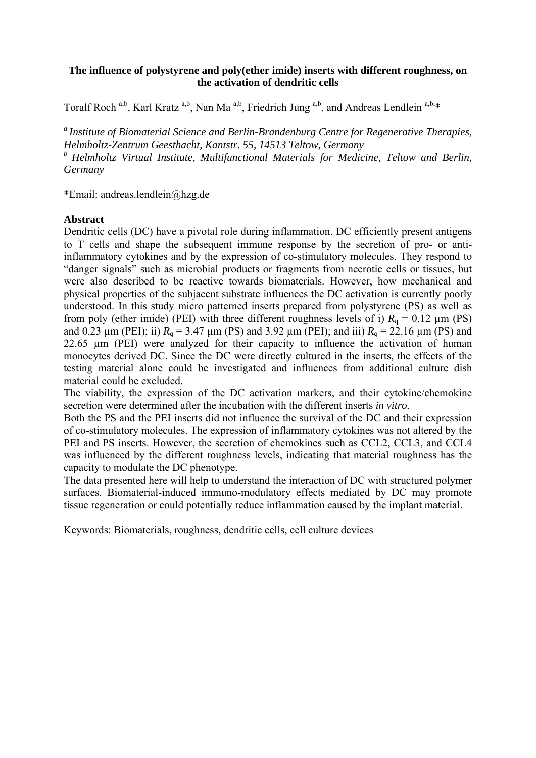**The influence of polystyrene and poly(ether imide) inserts with different roughness, on the activation of dendritic cells**

Toralf Roch [a,b], Karl Kratz [a,b], Nan Ma [a,b], Friedrich Jung [a,b], and Andreas Lendlein [a,b,]*

[a] *Institute of Biomaterial Science and Berlin-Brandenburg Centre for Regenerative Therapies, Helmholtz-Zentrum Geesthacht, Kantstr. 55, 14513 Teltow, Germany*
[b] *Helmholtz Virtual Institute, Multifunctional Materials for Medicine, Teltow and Berlin, Germany*

*Email: andreas.lendlein@hzg.de

## Abstract

Dendritic cells (DC) have a pivotal role during inflammation. DC efficiently present antigens to T cells and shape the subsequent immune response by the secretion of pro- or anti-inflammatory cytokines and by the expression of co-stimulatory molecules. They respond to "danger signals" such as microbial products or fragments from necrotic cells or tissues, but were also described to be reactive towards biomaterials. However, how mechanical and physical properties of the subjacent substrate influences the DC activation is currently poorly understood. In this study micro patterned inserts prepared from polystyrene (PS) as well as from poly (ether imide) (PEI) with three different roughness levels of i) $R_q$ = 0.12 µm (PS) and 0.23 µm (PEI); ii) $R_q$ = 3.47 µm (PS) and 3.92 µm (PEI); and iii) $R_q$ = 22.16 µm (PS) and 22.65 µm (PEI) were analyzed for their capacity to influence the activation of human monocytes derived DC. Since the DC were directly cultured in the inserts, the effects of the testing material alone could be investigated and influences from additional culture dish material could be excluded.

The viability, the expression of the DC activation markers, and their cytokine/chemokine secretion were determined after the incubation with the different inserts *in vitro.*

Both the PS and the PEI inserts did not influence the survival of the DC and their expression of co-stimulatory molecules. The expression of inflammatory cytokines was not altered by the PEI and PS inserts. However, the secretion of chemokines such as CCL2, CCL3, and CCL4 was influenced by the different roughness levels, indicating that material roughness has the capacity to modulate the DC phenotype.

The data presented here will help to understand the interaction of DC with structured polymer surfaces. Biomaterial-induced immuno-modulatory effects mediated by DC may promote tissue regeneration or could potentially reduce inflammation caused by the implant material.

Keywords: Biomaterials, roughness, dendritic cells, cell culture devices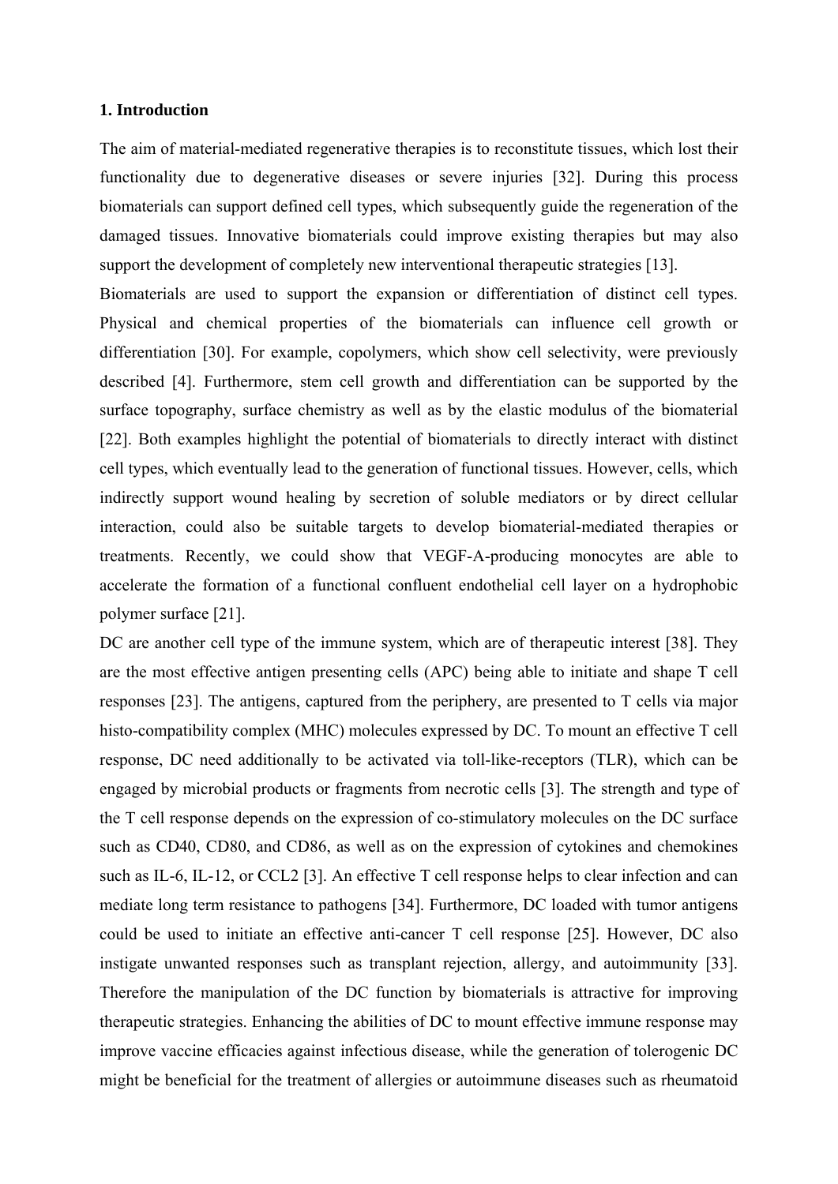## 1. Introduction

The aim of material-mediated regenerative therapies is to reconstitute tissues, which lost their functionality due to degenerative diseases or severe injuries [32]. During this process biomaterials can support defined cell types, which subsequently guide the regeneration of the damaged tissues. Innovative biomaterials could improve existing therapies but may also support the development of completely new interventional therapeutic strategies [13].

Biomaterials are used to support the expansion or differentiation of distinct cell types. Physical and chemical properties of the biomaterials can influence cell growth or differentiation [30]. For example, copolymers, which show cell selectivity, were previously described [4]. Furthermore, stem cell growth and differentiation can be supported by the surface topography, surface chemistry as well as by the elastic modulus of the biomaterial [22]. Both examples highlight the potential of biomaterials to directly interact with distinct cell types, which eventually lead to the generation of functional tissues. However, cells, which indirectly support wound healing by secretion of soluble mediators or by direct cellular interaction, could also be suitable targets to develop biomaterial-mediated therapies or treatments. Recently, we could show that VEGF-A-producing monocytes are able to accelerate the formation of a functional confluent endothelial cell layer on a hydrophobic polymer surface [21].

DC are another cell type of the immune system, which are of therapeutic interest [38]. They are the most effective antigen presenting cells (APC) being able to initiate and shape T cell responses [23]. The antigens, captured from the periphery, are presented to T cells via major histo-compatibility complex (MHC) molecules expressed by DC. To mount an effective T cell response, DC need additionally to be activated via toll-like-receptors (TLR), which can be engaged by microbial products or fragments from necrotic cells [3]. The strength and type of the T cell response depends on the expression of co-stimulatory molecules on the DC surface such as CD40, CD80, and CD86, as well as on the expression of cytokines and chemokines such as IL-6, IL-12, or CCL2 [3]. An effective T cell response helps to clear infection and can mediate long term resistance to pathogens [34]. Furthermore, DC loaded with tumor antigens could be used to initiate an effective anti-cancer T cell response [25]. However, DC also instigate unwanted responses such as transplant rejection, allergy, and autoimmunity [33]. Therefore the manipulation of the DC function by biomaterials is attractive for improving therapeutic strategies. Enhancing the abilities of DC to mount effective immune response may improve vaccine efficacies against infectious disease, while the generation of tolerogenic DC might be beneficial for the treatment of allergies or autoimmune diseases such as rheumatoid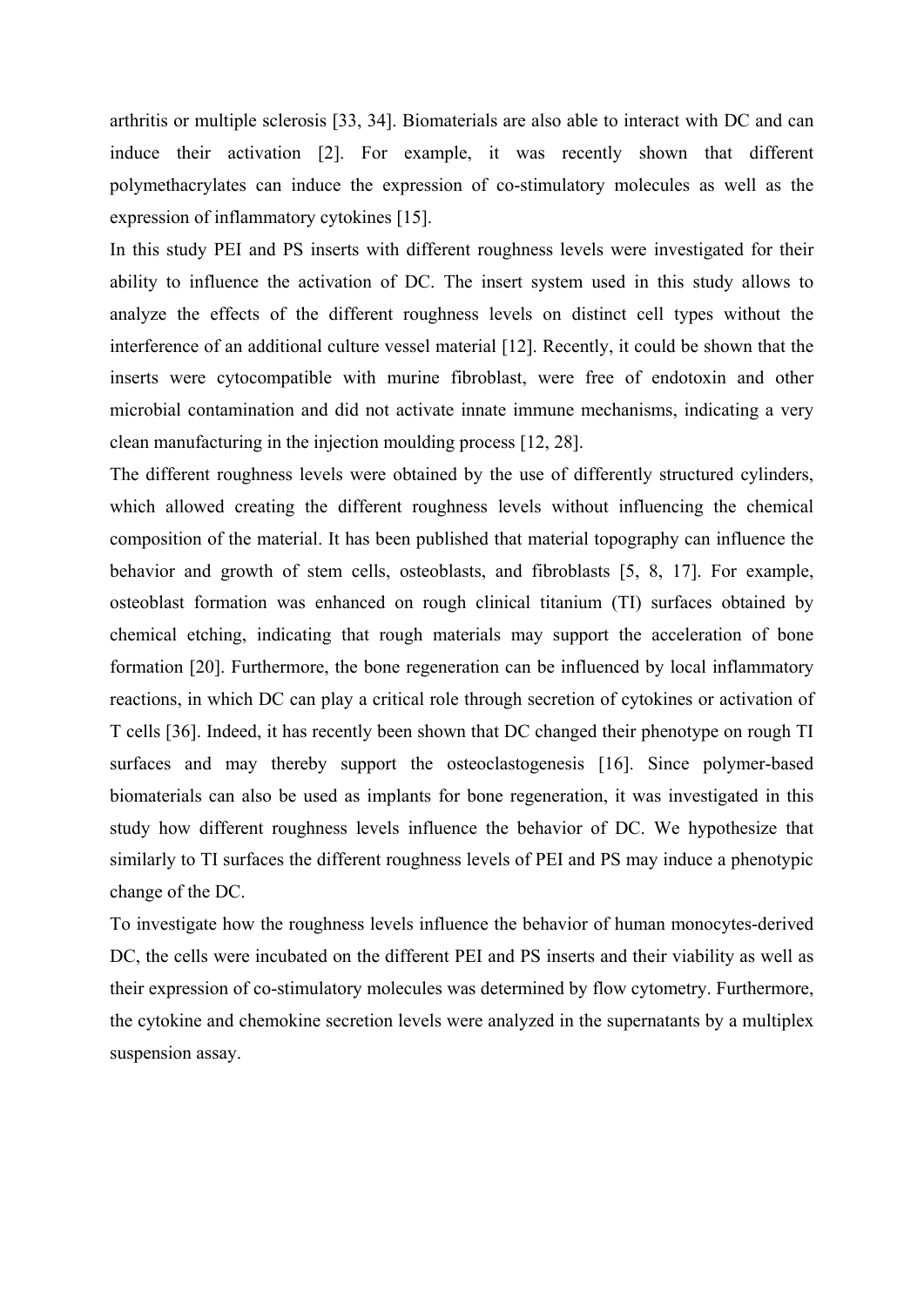arthritis or multiple sclerosis [33, 34]. Biomaterials are also able to interact with DC and can induce their activation [2]. For example, it was recently shown that different polymethacrylates can induce the expression of co-stimulatory molecules as well as the expression of inflammatory cytokines [15].

In this study PEI and PS inserts with different roughness levels were investigated for their ability to influence the activation of DC. The insert system used in this study allows to analyze the effects of the different roughness levels on distinct cell types without the interference of an additional culture vessel material [12]. Recently, it could be shown that the inserts were cytocompatible with murine fibroblast, were free of endotoxin and other microbial contamination and did not activate innate immune mechanisms, indicating a very clean manufacturing in the injection moulding process [12, 28].

The different roughness levels were obtained by the use of differently structured cylinders, which allowed creating the different roughness levels without influencing the chemical composition of the material. It has been published that material topography can influence the behavior and growth of stem cells, osteoblasts, and fibroblasts [5, 8, 17]. For example, osteoblast formation was enhanced on rough clinical titanium (TI) surfaces obtained by chemical etching, indicating that rough materials may support the acceleration of bone formation [20]. Furthermore, the bone regeneration can be influenced by local inflammatory reactions, in which DC can play a critical role through secretion of cytokines or activation of T cells [36]. Indeed, it has recently been shown that DC changed their phenotype on rough TI surfaces and may thereby support the osteoclastogenesis [16]. Since polymer-based biomaterials can also be used as implants for bone regeneration, it was investigated in this study how different roughness levels influence the behavior of DC. We hypothesize that similarly to TI surfaces the different roughness levels of PEI and PS may induce a phenotypic change of the DC.

To investigate how the roughness levels influence the behavior of human monocytes-derived DC, the cells were incubated on the different PEI and PS inserts and their viability as well as their expression of co-stimulatory molecules was determined by flow cytometry. Furthermore, the cytokine and chemokine secretion levels were analyzed in the supernatants by a multiplex suspension assay.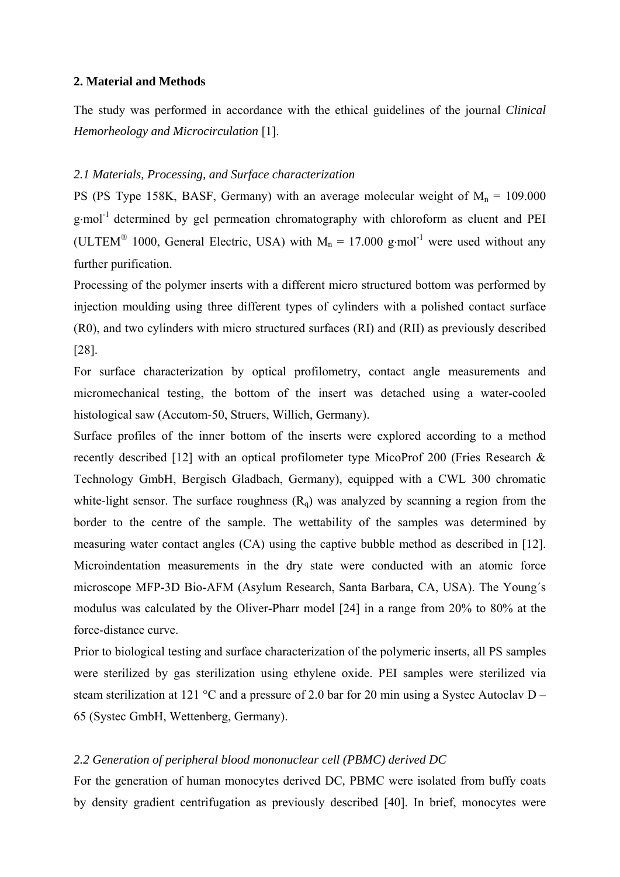## 2. Material and Methods

The study was performed in accordance with the ethical guidelines of the journal *Clinical Hemorheology and Microcirculation* [1].

### *2.1 Materials, Processing, and Surface characterization*

PS (PS Type 158K, BASF, Germany) with an average molecular weight of $M_n$ = 109.000 g·mol$^{-1}$ determined by gel permeation chromatography with chloroform as eluent and PEI (ULTEM® 1000, General Electric, USA) with $M_n$ = 17.000 g·mol$^{-1}$ were used without any further purification.

Processing of the polymer inserts with a different micro structured bottom was performed by injection moulding using three different types of cylinders with a polished contact surface (R0), and two cylinders with micro structured surfaces (RI) and (RII) as previously described [28].

For surface characterization by optical profilometry, contact angle measurements and micromechanical testing, the bottom of the insert was detached using a water-cooled histological saw (Accutom-50, Struers, Willich, Germany).

Surface profiles of the inner bottom of the inserts were explored according to a method recently described [12] with an optical profilometer type MicoProf 200 (Fries Research & Technology GmbH, Bergisch Gladbach, Germany), equipped with a CWL 300 chromatic white-light sensor. The surface roughness ($R_q$) was analyzed by scanning a region from the border to the centre of the sample. The wettability of the samples was determined by measuring water contact angles (CA) using the captive bubble method as described in [12]. Microindentation measurements in the dry state were conducted with an atomic force microscope MFP-3D Bio-AFM (Asylum Research, Santa Barbara, CA, USA). The Young´s modulus was calculated by the Oliver-Pharr model [24] in a range from 20% to 80% at the force-distance curve.

Prior to biological testing and surface characterization of the polymeric inserts, all PS samples were sterilized by gas sterilization using ethylene oxide. PEI samples were sterilized via steam sterilization at 121 °C and a pressure of 2.0 bar for 20 min using a Systec Autoclav D – 65 (Systec GmbH, Wettenberg, Germany).

### *2.2 Generation of peripheral blood mononuclear cell (PBMC) derived DC*

For the generation of human monocytes derived DC, PBMC were isolated from buffy coats by density gradient centrifugation as previously described [40]. In brief, monocytes were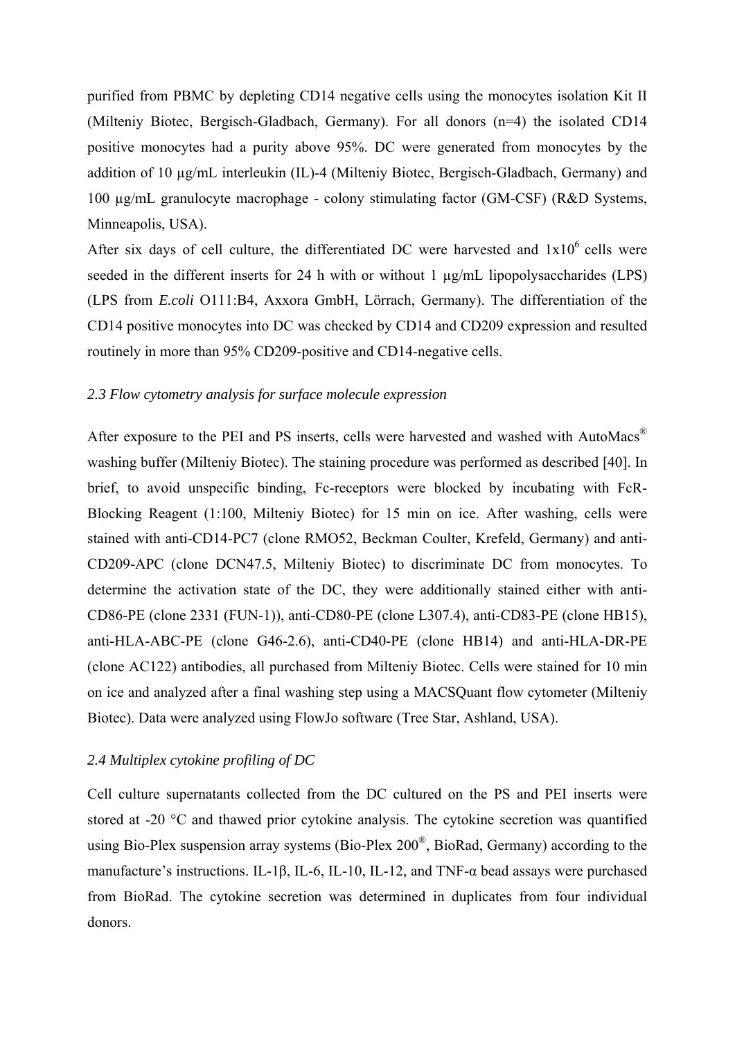purified from PBMC by depleting CD14 negative cells using the monocytes isolation Kit II (Milteniy Biotec, Bergisch-Gladbach, Germany). For all donors (n=4) the isolated CD14 positive monocytes had a purity above 95%. DC were generated from monocytes by the addition of 10 µg/mL interleukin (IL)-4 (Milteniy Biotec, Bergisch-Gladbach, Germany) and 100 µg/mL granulocyte macrophage - colony stimulating factor (GM-CSF) (R&D Systems, Minneapolis, USA).

After six days of cell culture, the differentiated DC were harvested and $1x10^6$ cells were seeded in the different inserts for 24 h with or without 1 µg/mL lipopolysaccharides (LPS) (LPS from *E.coli* O111:B4, Axxora GmbH, Lörrach, Germany). The differentiation of the CD14 positive monocytes into DC was checked by CD14 and CD209 expression and resulted routinely in more than 95% CD209-positive and CD14-negative cells.

### *2.3 Flow cytometry analysis for surface molecule expression*

After exposure to the PEI and PS inserts, cells were harvested and washed with AutoMacs® washing buffer (Milteniy Biotec). The staining procedure was performed as described [40]. In brief, to avoid unspecific binding, Fc-receptors were blocked by incubating with FcR-Blocking Reagent (1:100, Milteniy Biotec) for 15 min on ice. After washing, cells were stained with anti-CD14-PC7 (clone RMO52, Beckman Coulter, Krefeld, Germany) and anti-CD209-APC (clone DCN47.5, Milteniy Biotec) to discriminate DC from monocytes. To determine the activation state of the DC, they were additionally stained either with anti-CD86-PE (clone 2331 (FUN-1)), anti-CD80-PE (clone L307.4), anti-CD83-PE (clone HB15), anti-HLA-ABC-PE (clone G46-2.6), anti-CD40-PE (clone HB14) and anti-HLA-DR-PE (clone AC122) antibodies, all purchased from Milteniy Biotec. Cells were stained for 10 min on ice and analyzed after a final washing step using a MACSQuant flow cytometer (Milteniy Biotec). Data were analyzed using FlowJo software (Tree Star, Ashland, USA).

### *2.4 Multiplex cytokine profiling of DC*

Cell culture supernatants collected from the DC cultured on the PS and PEI inserts were stored at -20 °C and thawed prior cytokine analysis. The cytokine secretion was quantified using Bio-Plex suspension array systems (Bio-Plex 200®, BioRad, Germany) according to the manufacture's instructions. IL-1β, IL-6, IL-10, IL-12, and TNF-α bead assays were purchased from BioRad. The cytokine secretion was determined in duplicates from four individual donors.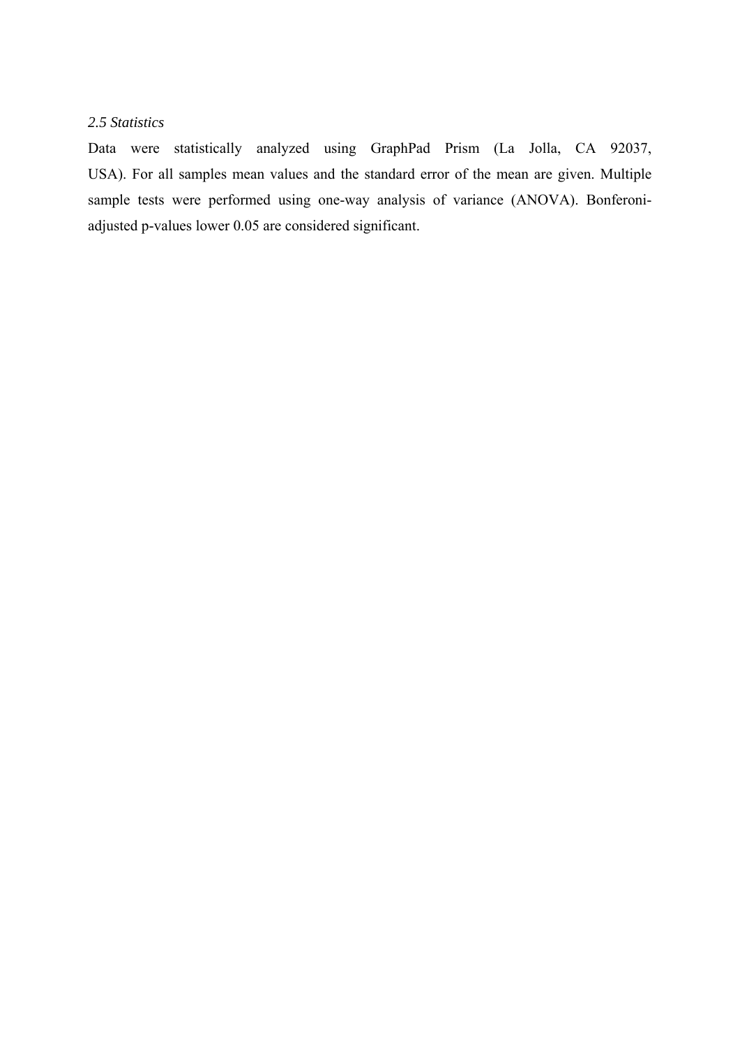### *2.5 Statistics*

Data were statistically analyzed using GraphPad Prism (La Jolla, CA 92037, USA). For all samples mean values and the standard error of the mean are given. Multiple sample tests were performed using one-way analysis of variance (ANOVA). Bonferoni-adjusted p-values lower 0.05 are considered significant.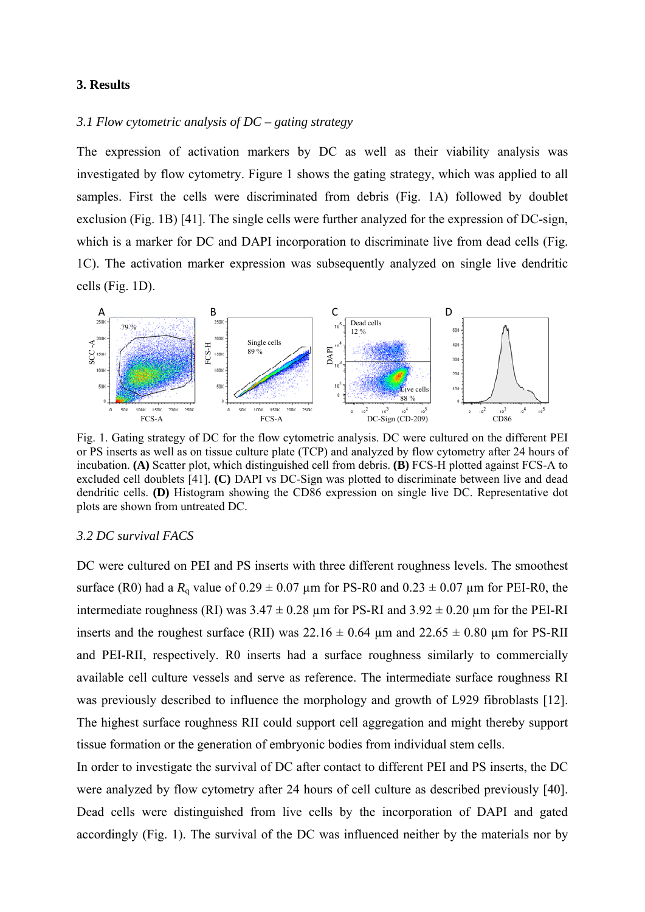## 3. Results

### *3.1 Flow cytometric analysis of DC – gating strategy*

The expression of activation markers by DC as well as their viability analysis was investigated by flow cytometry. Figure 1 shows the gating strategy, which was applied to all samples. First the cells were discriminated from debris (Fig. 1A) followed by doublet exclusion (Fig. 1B) [41]. The single cells were further analyzed for the expression of DC-sign, which is a marker for DC and DAPI incorporation to discriminate live from dead cells (Fig. 1C). The activation marker expression was subsequently analyzed on single live dendritic cells (Fig. 1D).

Fig. 1. Gating strategy of DC for the flow cytometric analysis. DC were cultured on the different PEI or PS inserts as well as on tissue culture plate (TCP) and analyzed by flow cytometry after 24 hours of incubation. **(A)** Scatter plot, which distinguished cell from debris. **(B)** FCS-H plotted against FCS-A to excluded cell doublets [41]. **(C)** DAPI vs DC-Sign was plotted to discriminate between live and dead dendritic cells. **(D)** Histogram showing the CD86 expression on single live DC. Representative dot plots are shown from untreated DC.

### *3.2 DC survival FACS*

DC were cultured on PEI and PS inserts with three different roughness levels. The smoothest surface (R0) had a $R_q$ value of 0.29 ± 0.07 µm for PS-R0 and 0.23 ± 0.07 µm for PEI-R0, the intermediate roughness (RI) was 3.47 ± 0.28 µm for PS-RI and 3.92 ± 0.20 µm for the PEI-RI inserts and the roughest surface (RII) was 22.16 ± 0.64 µm and 22.65 ± 0.80 µm for PS-RII and PEI-RII, respectively. R0 inserts had a surface roughness similarly to commercially available cell culture vessels and serve as reference. The intermediate surface roughness RI was previously described to influence the morphology and growth of L929 fibroblasts [12]. The highest surface roughness RII could support cell aggregation and might thereby support tissue formation or the generation of embryonic bodies from individual stem cells.

In order to investigate the survival of DC after contact to different PEI and PS inserts, the DC were analyzed by flow cytometry after 24 hours of cell culture as described previously [40]. Dead cells were distinguished from live cells by the incorporation of DAPI and gated accordingly (Fig. 1). The survival of the DC was influenced neither by the materials nor by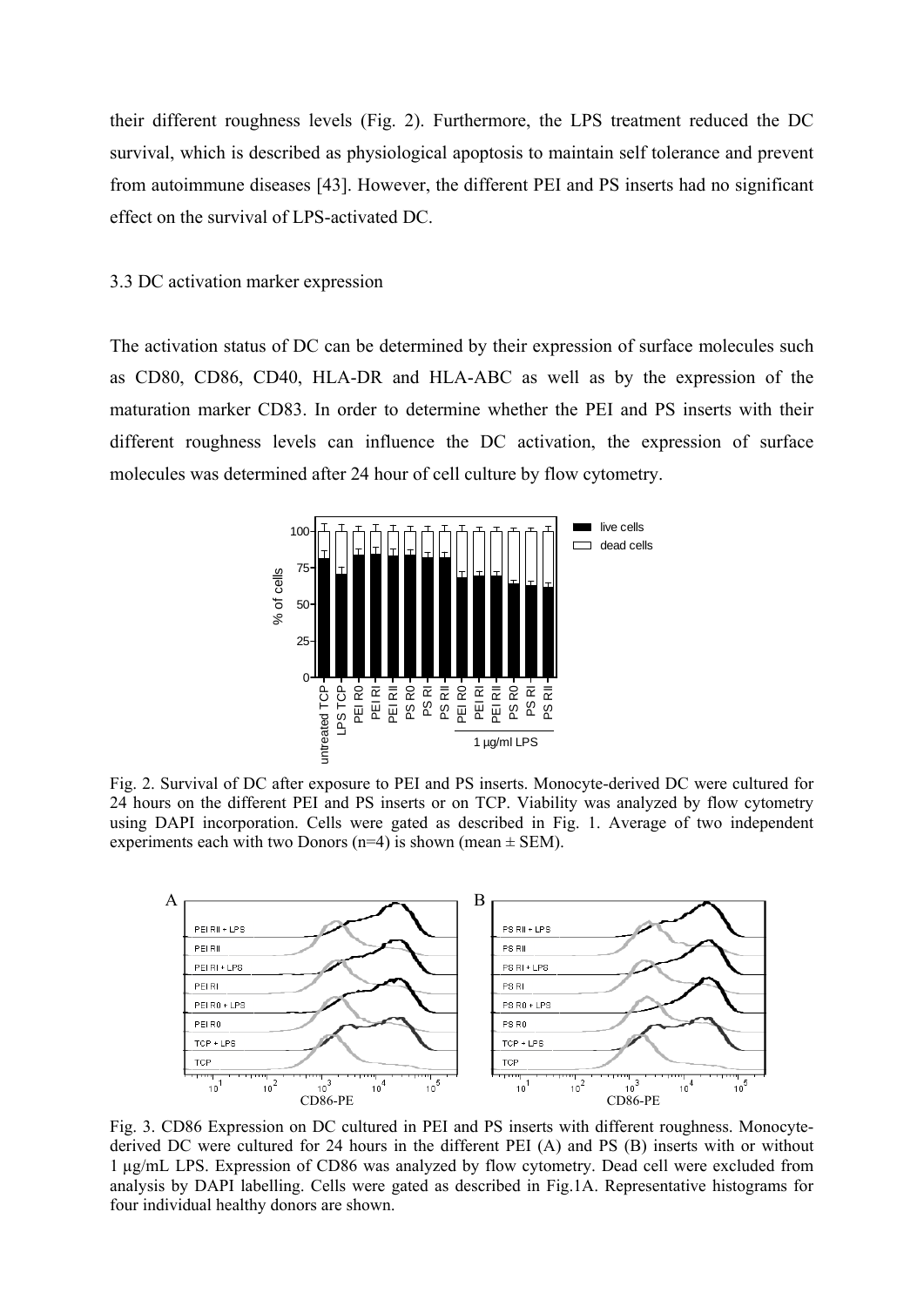their different roughness levels (Fig. 2). Furthermore, the LPS treatment reduced the DC survival, which is described as physiological apoptosis to maintain self tolerance and prevent from autoimmune diseases [43]. However, the different PEI and PS inserts had no significant effect on the survival of LPS-activated DC.

### 3.3 DC activation marker expression

The activation status of DC can be determined by their expression of surface molecules such as CD80, CD86, CD40, HLA-DR and HLA-ABC as well as by the expression of the maturation marker CD83. In order to determine whether the PEI and PS inserts with their different roughness levels can influence the DC activation, the expression of surface molecules was determined after 24 hour of cell culture by flow cytometry.

Fig. 2. Survival of DC after exposure to PEI and PS inserts. Monocyte-derived DC were cultured for 24 hours on the different PEI and PS inserts or on TCP. Viability was analyzed by flow cytometry using DAPI incorporation. Cells were gated as described in Fig. 1. Average of two independent experiments each with two Donors (n=4) is shown (mean ± SEM).

Fig. 3. CD86 Expression on DC cultured in PEI and PS inserts with different roughness. Monocyte-derived DC were cultured for 24 hours in the different PEI (A) and PS (B) inserts with or without 1 µg/mL LPS. Expression of CD86 was analyzed by flow cytometry. Dead cell were excluded from analysis by DAPI labelling. Cells were gated as described in Fig.1A. Representative histograms for four individual healthy donors are shown.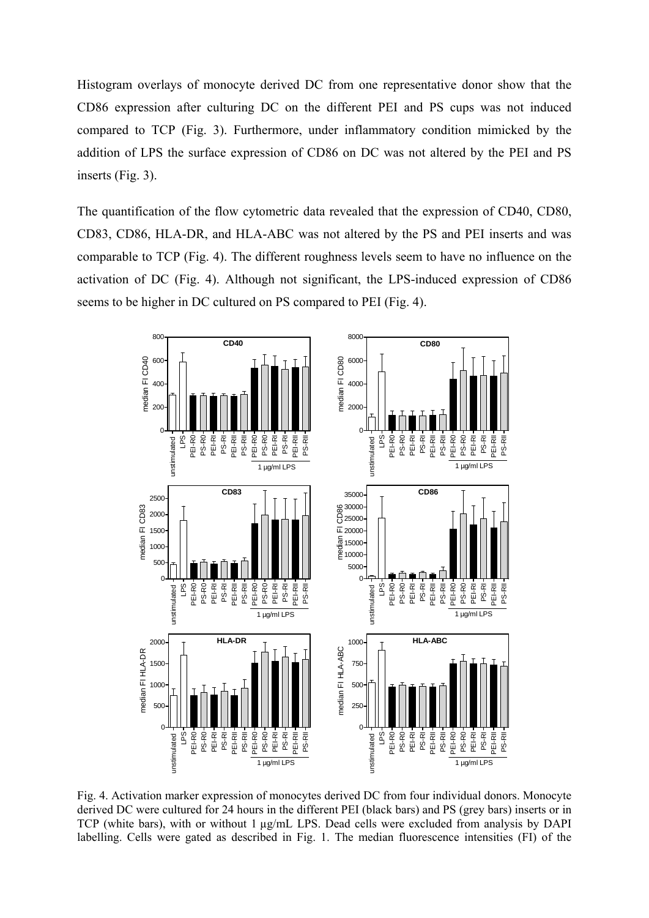Histogram overlays of monocyte derived DC from one representative donor show that the CD86 expression after culturing DC on the different PEI and PS cups was not induced compared to TCP (Fig. 3). Furthermore, under inflammatory condition mimicked by the addition of LPS the surface expression of CD86 on DC was not altered by the PEI and PS inserts (Fig. 3).

The quantification of the flow cytometric data revealed that the expression of CD40, CD80, CD83, CD86, HLA-DR, and HLA-ABC was not altered by the PS and PEI inserts and was comparable to TCP (Fig. 4). The different roughness levels seem to have no influence on the activation of DC (Fig. 4). Although not significant, the LPS-induced expression of CD86 seems to be higher in DC cultured on PS compared to PEI (Fig. 4).

Fig. 4. Activation marker expression of monocytes derived DC from four individual donors. Monocyte derived DC were cultured for 24 hours in the different PEI (black bars) and PS (grey bars) inserts or in TCP (white bars), with or without 1 µg/mL LPS. Dead cells were excluded from analysis by DAPI labelling. Cells were gated as described in Fig. 1. The median fluorescence intensities (FI) of the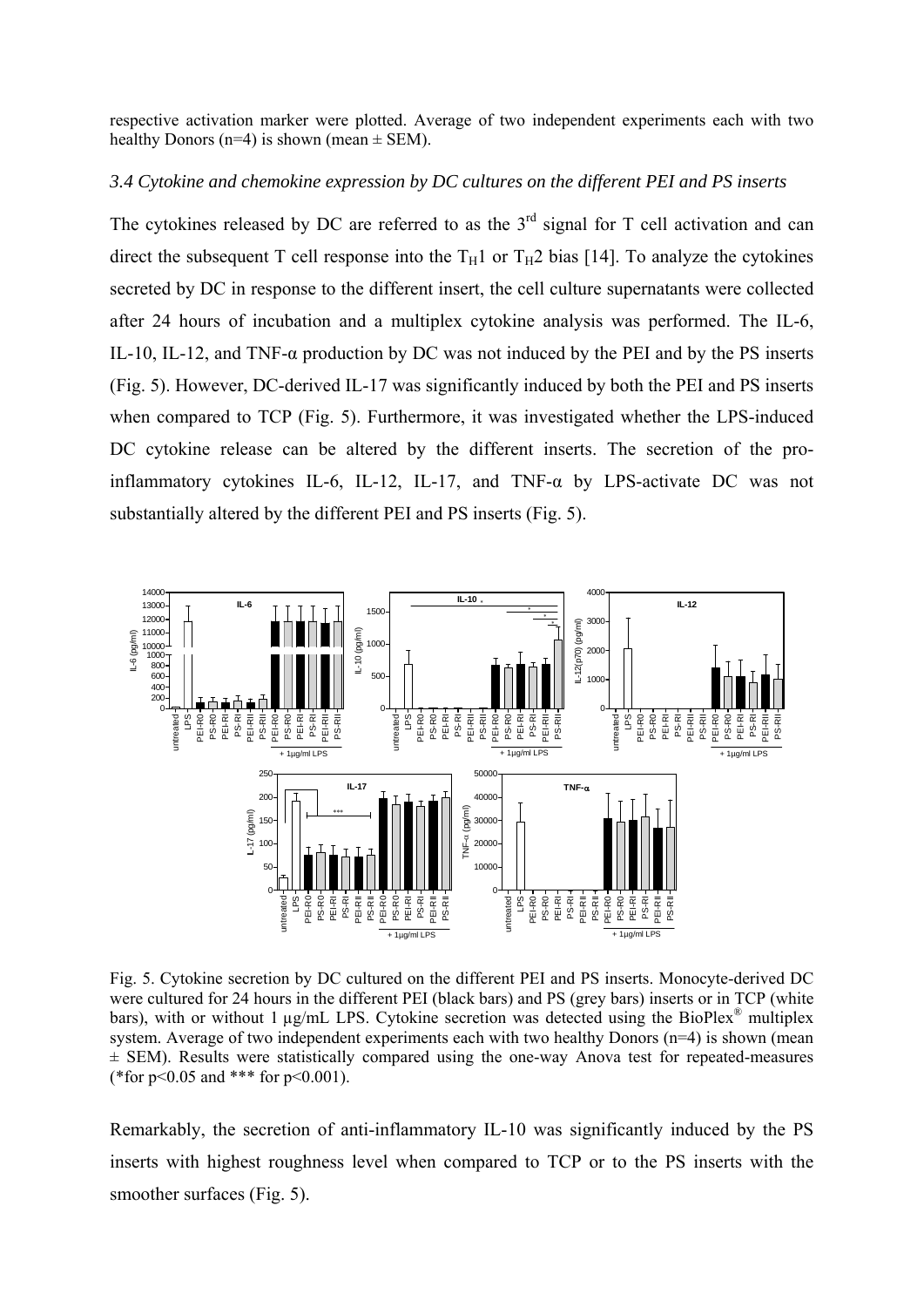respective activation marker were plotted. Average of two independent experiments each with two healthy Donors (n=4) is shown (mean ± SEM).

### *3.4 Cytokine and chemokine expression by DC cultures on the different PEI and PS inserts*

The cytokines released by DC are referred to as the 3rd signal for T cell activation and can direct the subsequent T cell response into the $T_H1$ or $T_H2$ bias [14]. To analyze the cytokines secreted by DC in response to the different insert, the cell culture supernatants were collected after 24 hours of incubation and a multiplex cytokine analysis was performed. The IL-6, IL-10, IL-12, and TNF-α production by DC was not induced by the PEI and by the PS inserts (Fig. 5). However, DC-derived IL-17 was significantly induced by both the PEI and PS inserts when compared to TCP (Fig. 5). Furthermore, it was investigated whether the LPS-induced DC cytokine release can be altered by the different inserts. The secretion of the pro-inflammatory cytokines IL-6, IL-12, IL-17, and TNF-α by LPS-activate DC was not substantially altered by the different PEI and PS inserts (Fig. 5).

Fig. 5. Cytokine secretion by DC cultured on the different PEI and PS inserts. Monocyte-derived DC were cultured for 24 hours in the different PEI (black bars) and PS (grey bars) inserts or in TCP (white bars), with or without 1 µg/mL LPS. Cytokine secretion was detected using the BioPlex® multiplex system. Average of two independent experiments each with two healthy Donors (n=4) is shown (mean ± SEM). Results were statistically compared using the one-way Anova test for repeated-measures (*for $p<0.05$ and *** for $p<0.001$).

Remarkably, the secretion of anti-inflammatory IL-10 was significantly induced by the PS inserts with highest roughness level when compared to TCP or to the PS inserts with the smoother surfaces (Fig. 5).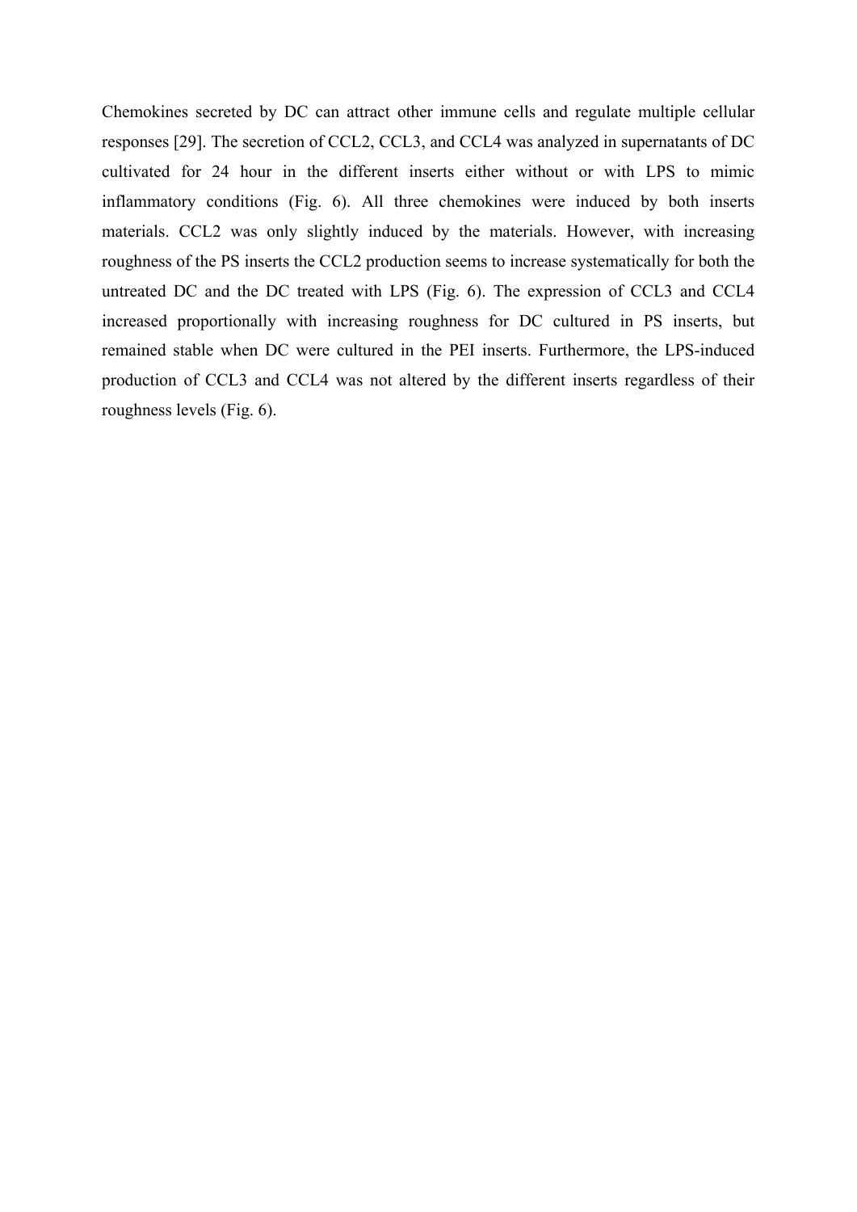Chemokines secreted by DC can attract other immune cells and regulate multiple cellular responses [29]. The secretion of CCL2, CCL3, and CCL4 was analyzed in supernatants of DC cultivated for 24 hour in the different inserts either without or with LPS to mimic inflammatory conditions (Fig. 6). All three chemokines were induced by both inserts materials. CCL2 was only slightly induced by the materials. However, with increasing roughness of the PS inserts the CCL2 production seems to increase systematically for both the untreated DC and the DC treated with LPS (Fig. 6). The expression of CCL3 and CCL4 increased proportionally with increasing roughness for DC cultured in PS inserts, but remained stable when DC were cultured in the PEI inserts. Furthermore, the LPS-induced production of CCL3 and CCL4 was not altered by the different inserts regardless of their roughness levels (Fig. 6).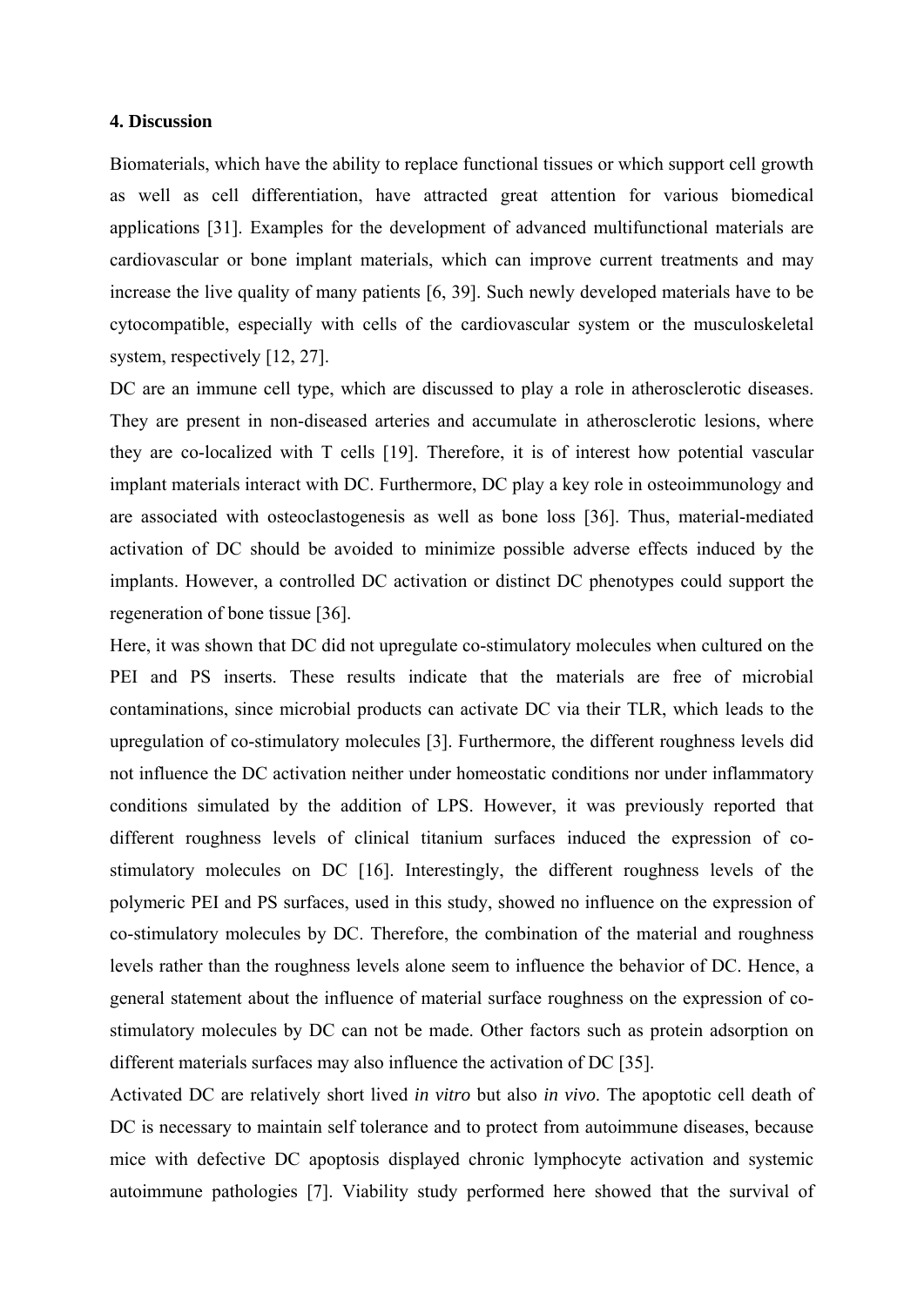## 4. Discussion

Biomaterials, which have the ability to replace functional tissues or which support cell growth as well as cell differentiation, have attracted great attention for various biomedical applications [31]. Examples for the development of advanced multifunctional materials are cardiovascular or bone implant materials, which can improve current treatments and may increase the live quality of many patients [6, 39]. Such newly developed materials have to be cytocompatible, especially with cells of the cardiovascular system or the musculoskeletal system, respectively [12, 27].

DC are an immune cell type, which are discussed to play a role in atherosclerotic diseases. They are present in non-diseased arteries and accumulate in atherosclerotic lesions, where they are co-localized with T cells [19]. Therefore, it is of interest how potential vascular implant materials interact with DC. Furthermore, DC play a key role in osteoimmunology and are associated with osteoclastogenesis as well as bone loss [36]. Thus, material-mediated activation of DC should be avoided to minimize possible adverse effects induced by the implants. However, a controlled DC activation or distinct DC phenotypes could support the regeneration of bone tissue [36].

Here, it was shown that DC did not upregulate co-stimulatory molecules when cultured on the PEI and PS inserts. These results indicate that the materials are free of microbial contaminations, since microbial products can activate DC via their TLR, which leads to the upregulation of co-stimulatory molecules [3]. Furthermore, the different roughness levels did not influence the DC activation neither under homeostatic conditions nor under inflammatory conditions simulated by the addition of LPS. However, it was previously reported that different roughness levels of clinical titanium surfaces induced the expression of co-stimulatory molecules on DC [16]. Interestingly, the different roughness levels of the polymeric PEI and PS surfaces, used in this study, showed no influence on the expression of co-stimulatory molecules by DC. Therefore, the combination of the material and roughness levels rather than the roughness levels alone seem to influence the behavior of DC. Hence, a general statement about the influence of material surface roughness on the expression of co-stimulatory molecules by DC can not be made. Other factors such as protein adsorption on different materials surfaces may also influence the activation of DC [35].

Activated DC are relatively short lived *in vitro* but also *in vivo*. The apoptotic cell death of DC is necessary to maintain self tolerance and to protect from autoimmune diseases, because mice with defective DC apoptosis displayed chronic lymphocyte activation and systemic autoimmune pathologies [7]. Viability study performed here showed that the survival of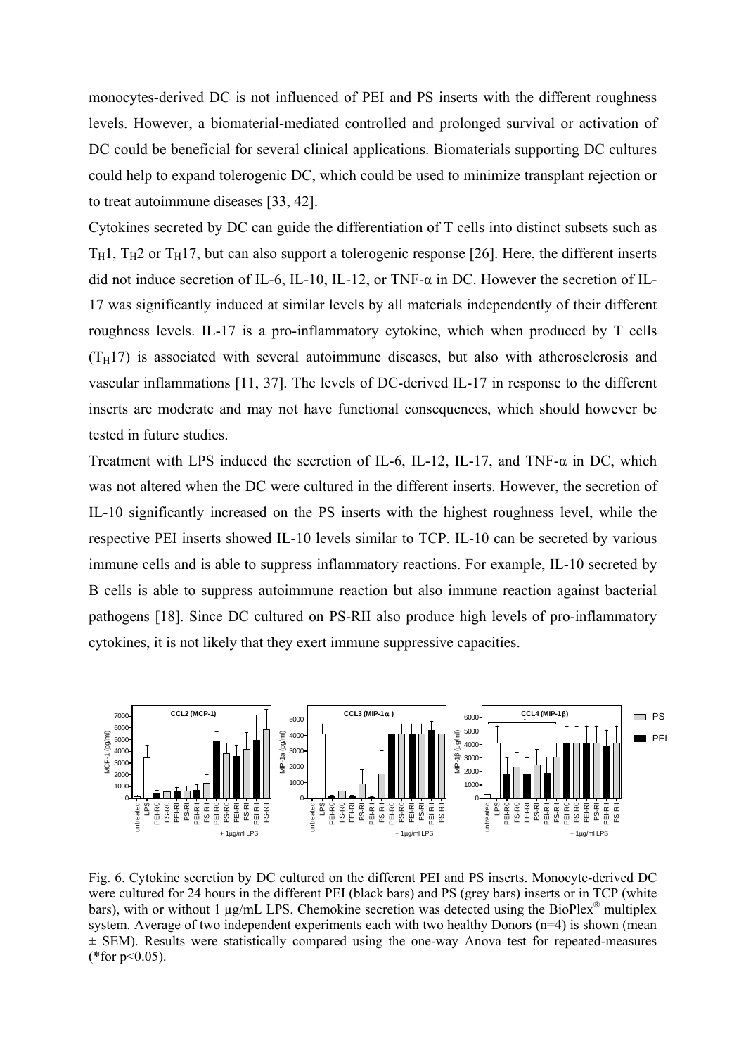monocytes-derived DC is not influenced of PEI and PS inserts with the different roughness levels. However, a biomaterial-mediated controlled and prolonged survival or activation of DC could be beneficial for several clinical applications. Biomaterials supporting DC cultures could help to expand tolerogenic DC, which could be used to minimize transplant rejection or to treat autoimmune diseases [33, 42].

Cytokines secreted by DC can guide the differentiation of T cells into distinct subsets such as $T_H1$, $T_H2$ or $T_H17$, but can also support a tolerogenic response [26]. Here, the different inserts did not induce secretion of IL-6, IL-10, IL-12, or TNF-α in DC. However the secretion of IL-17 was significantly induced at similar levels by all materials independently of their different roughness levels. IL-17 is a pro-inflammatory cytokine, which when produced by T cells ($T_H17$) is associated with several autoimmune diseases, but also with atherosclerosis and vascular inflammations [11, 37]. The levels of DC-derived IL-17 in response to the different inserts are moderate and may not have functional consequences, which should however be tested in future studies.

Treatment with LPS induced the secretion of IL-6, IL-12, IL-17, and TNF-α in DC, which was not altered when the DC were cultured in the different inserts. However, the secretion of IL-10 significantly increased on the PS inserts with the highest roughness level, while the respective PEI inserts showed IL-10 levels similar to TCP. IL-10 can be secreted by various immune cells and is able to suppress inflammatory reactions. For example, IL-10 secreted by B cells is able to suppress autoimmune reaction but also immune reaction against bacterial pathogens [18]. Since DC cultured on PS-RII also produce high levels of pro-inflammatory cytokines, it is not likely that they exert immune suppressive capacities.

Fig. 6. Cytokine secretion by DC cultured on the different PEI and PS inserts. Monocyte-derived DC were cultured for 24 hours in the different PEI (black bars) and PS (grey bars) inserts or in TCP (white bars), with or without 1 µg/mL LPS. Chemokine secretion was detected using the BioPlex® multiplex system. Average of two independent experiments each with two healthy Donors (n=4) is shown (mean ± SEM). Results were statistically compared using the one-way Anova test for repeated-measures (*for p<0.05).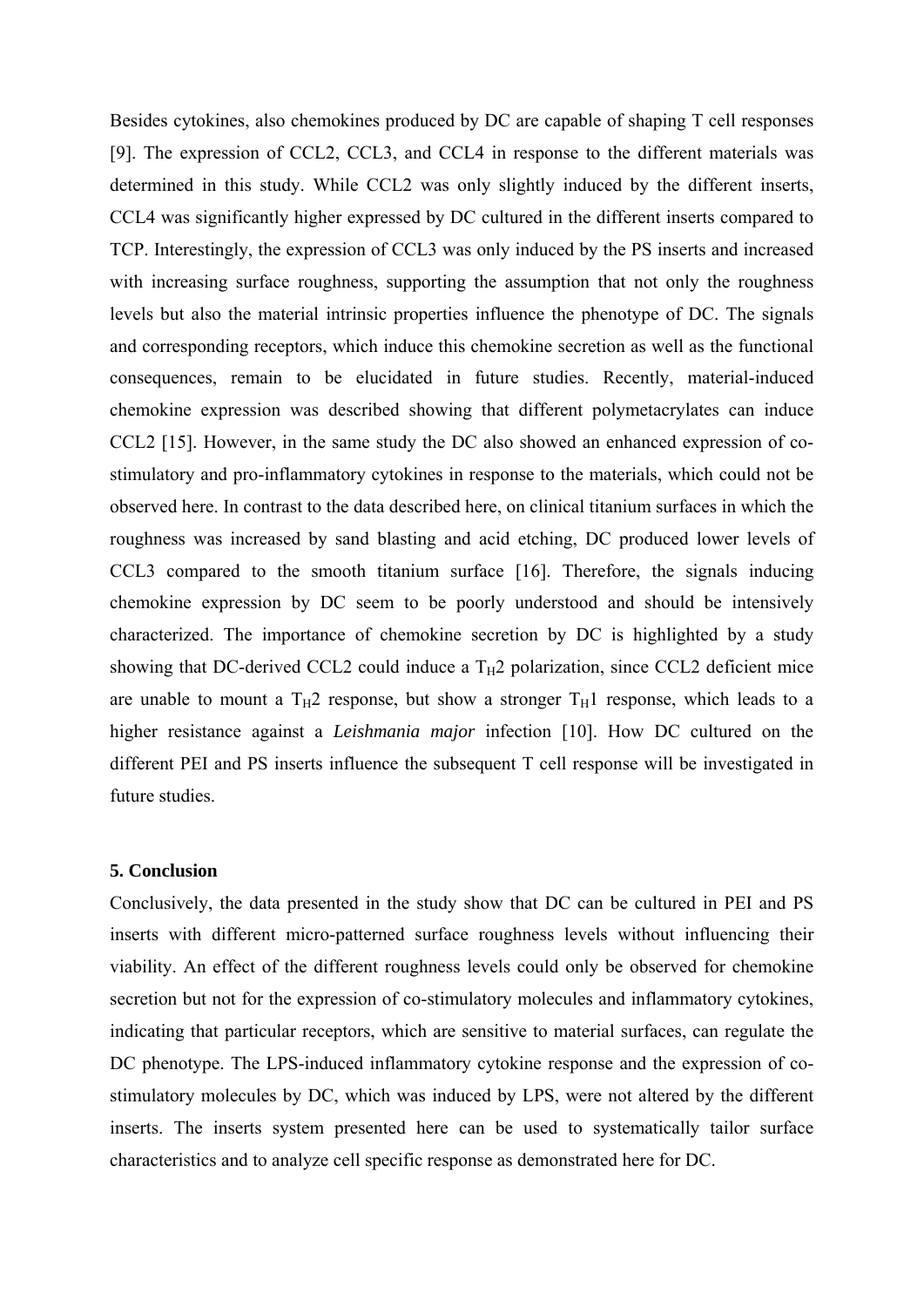Besides cytokines, also chemokines produced by DC are capable of shaping T cell responses [9]. The expression of CCL2, CCL3, and CCL4 in response to the different materials was determined in this study. While CCL2 was only slightly induced by the different inserts, CCL4 was significantly higher expressed by DC cultured in the different inserts compared to TCP. Interestingly, the expression of CCL3 was only induced by the PS inserts and increased with increasing surface roughness, supporting the assumption that not only the roughness levels but also the material intrinsic properties influence the phenotype of DC. The signals and corresponding receptors, which induce this chemokine secretion as well as the functional consequences, remain to be elucidated in future studies. Recently, material-induced chemokine expression was described showing that different polymetacrylates can induce CCL2 [15]. However, in the same study the DC also showed an enhanced expression of co-stimulatory and pro-inflammatory cytokines in response to the materials, which could not be observed here. In contrast to the data described here, on clinical titanium surfaces in which the roughness was increased by sand blasting and acid etching, DC produced lower levels of CCL3 compared to the smooth titanium surface [16]. Therefore, the signals inducing chemokine expression by DC seem to be poorly understood and should be intensively characterized. The importance of chemokine secretion by DC is highlighted by a study showing that DC-derived CCL2 could induce a $T_H2$ polarization, since CCL2 deficient mice are unable to mount a $T_H2$ response, but show a stronger $T_H1$ response, which leads to a higher resistance against a *Leishmania major* infection [10]. How DC cultured on the different PEI and PS inserts influence the subsequent T cell response will be investigated in future studies.

### 5. Conclusion

Conclusively, the data presented in the study show that DC can be cultured in PEI and PS inserts with different micro-patterned surface roughness levels without influencing their viability. An effect of the different roughness levels could only be observed for chemokine secretion but not for the expression of co-stimulatory molecules and inflammatory cytokines, indicating that particular receptors, which are sensitive to material surfaces, can regulate the DC phenotype. The LPS-induced inflammatory cytokine response and the expression of co-stimulatory molecules by DC, which was induced by LPS, were not altered by the different inserts. The inserts system presented here can be used to systematically tailor surface characteristics and to analyze cell specific response as demonstrated here for DC.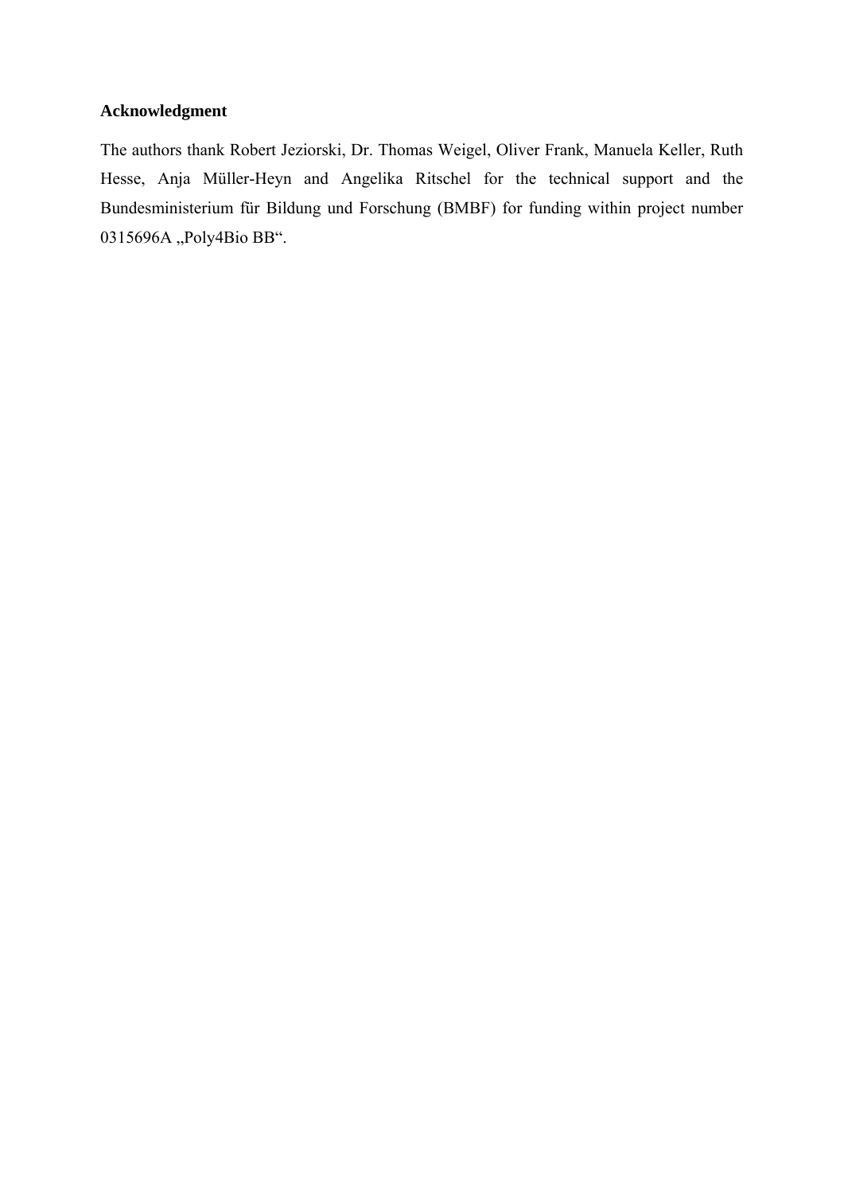**Acknowledgment**

The authors thank Robert Jeziorski, Dr. Thomas Weigel, Oliver Frank, Manuela Keller, Ruth Hesse, Anja Müller-Heyn and Angelika Ritschel for the technical support and the Bundesministerium für Bildung und Forschung (BMBF) for funding within project number 0315696A „Poly4Bio BB“.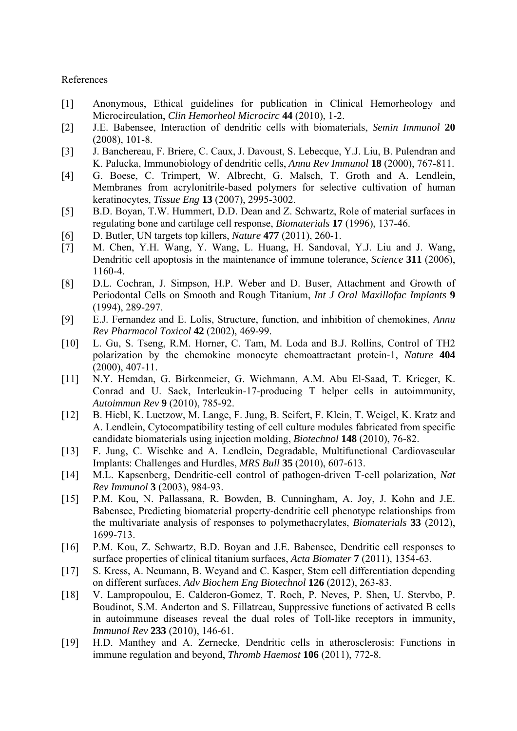References

[1] Anonymous, Ethical guidelines for publication in Clinical Hemorheology and Microcirculation, *Clin Hemorheol Microcirc* **44** (2010), 1-2.

[2] J.E. Babensee, Interaction of dendritic cells with biomaterials, *Semin Immunol* **20** (2008), 101-8.

[3] J. Banchereau, F. Briere, C. Caux, J. Davoust, S. Lebecque, Y.J. Liu, B. Pulendran and K. Palucka, Immunobiology of dendritic cells, *Annu Rev Immunol* **18** (2000), 767-811.

[4] G. Boese, C. Trimpert, W. Albrecht, G. Malsch, T. Groth and A. Lendlein, Membranes from acrylonitrile-based polymers for selective cultivation of human keratinocytes, *Tissue Eng* **13** (2007), 2995-3002.

[5] B.D. Boyan, T.W. Hummert, D.D. Dean and Z. Schwartz, Role of material surfaces in regulating bone and cartilage cell response, *Biomaterials* **17** (1996), 137-46.

[6] D. Butler, UN targets top killers, *Nature* **477** (2011), 260-1.

[7] M. Chen, Y.H. Wang, Y. Wang, L. Huang, H. Sandoval, Y.J. Liu and J. Wang, Dendritic cell apoptosis in the maintenance of immune tolerance, *Science* **311** (2006), 1160-4.

[8] D.L. Cochran, J. Simpson, H.P. Weber and D. Buser, Attachment and Growth of Periodontal Cells on Smooth and Rough Titanium, *Int J Oral Maxillofac Implants* **9** (1994), 289-297.

[9] E.J. Fernandez and E. Lolis, Structure, function, and inhibition of chemokines, *Annu Rev Pharmacol Toxicol* **42** (2002), 469-99.

[10] L. Gu, S. Tseng, R.M. Horner, C. Tam, M. Loda and B.J. Rollins, Control of TH2 polarization by the chemokine monocyte chemoattractant protein-1, *Nature* **404** (2000), 407-11.

[11] N.Y. Hemdan, G. Birkenmeier, G. Wichmann, A.M. Abu El-Saad, T. Krieger, K. Conrad and U. Sack, Interleukin-17-producing T helper cells in autoimmunity, *Autoimmun Rev* **9** (2010), 785-92.

[12] B. Hiebl, K. Luetzow, M. Lange, F. Jung, B. Seifert, F. Klein, T. Weigel, K. Kratz and A. Lendlein, Cytocompatibility testing of cell culture modules fabricated from specific candidate biomaterials using injection molding, *Biotechnol* **148** (2010), 76-82.

[13] F. Jung, C. Wischke and A. Lendlein, Degradable, Multifunctional Cardiovascular Implants: Challenges and Hurdles, *MRS Bull* **35** (2010), 607-613.

[14] M.L. Kapsenberg, Dendritic-cell control of pathogen-driven T-cell polarization, *Nat Rev Immunol* **3** (2003), 984-93.

[15] P.M. Kou, N. Pallassana, R. Bowden, B. Cunningham, A. Joy, J. Kohn and J.E. Babensee, Predicting biomaterial property-dendritic cell phenotype relationships from the multivariate analysis of responses to polymethacrylates, *Biomaterials* **33** (2012), 1699-713.

[16] P.M. Kou, Z. Schwartz, B.D. Boyan and J.E. Babensee, Dendritic cell responses to surface properties of clinical titanium surfaces, *Acta Biomater* **7** (2011), 1354-63.

[17] S. Kress, A. Neumann, B. Weyand and C. Kasper, Stem cell differentiation depending on different surfaces, *Adv Biochem Eng Biotechnol* **126** (2012), 263-83.

[18] V. Lampropoulou, E. Calderon-Gomez, T. Roch, P. Neves, P. Shen, U. Stervbo, P. Boudinot, S.M. Anderton and S. Fillatreau, Suppressive functions of activated B cells in autoimmune diseases reveal the dual roles of Toll-like receptors in immunity, *Immunol Rev* **233** (2010), 146-61.

[19] H.D. Manthey and A. Zernecke, Dendritic cells in atherosclerosis: Functions in immune regulation and beyond, *Thromb Haemost* **106** (2011), 772-8.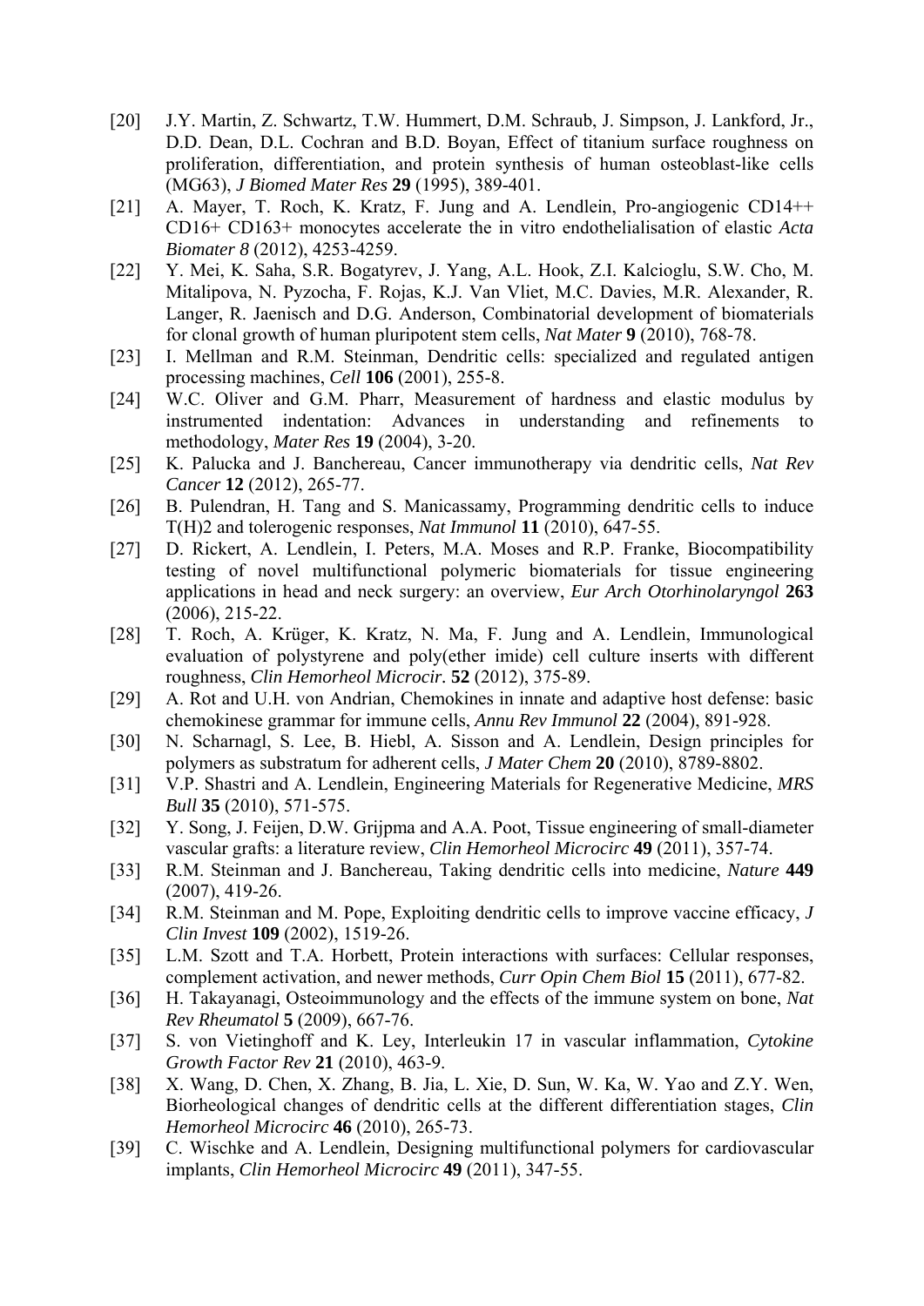[20] J.Y. Martin, Z. Schwartz, T.W. Hummert, D.M. Schraub, J. Simpson, J. Lankford, Jr., D.D. Dean, D.L. Cochran and B.D. Boyan, Effect of titanium surface roughness on proliferation, differentiation, and protein synthesis of human osteoblast-like cells (MG63), *J Biomed Mater Res* **29** (1995), 389-401.

[21] A. Mayer, T. Roch, K. Kratz, F. Jung and A. Lendlein, Pro-angiogenic CD14++ CD16+ CD163+ monocytes accelerate the in vitro endothelialisation of elastic *Acta Biomater 8* (2012), 4253-4259.

[22] Y. Mei, K. Saha, S.R. Bogatyrev, J. Yang, A.L. Hook, Z.I. Kalcioglu, S.W. Cho, M. Mitalipova, N. Pyzocha, F. Rojas, K.J. Van Vliet, M.C. Davies, M.R. Alexander, R. Langer, R. Jaenisch and D.G. Anderson, Combinatorial development of biomaterials for clonal growth of human pluripotent stem cells, *Nat Mater* **9** (2010), 768-78.

[23] I. Mellman and R.M. Steinman, Dendritic cells: specialized and regulated antigen processing machines, *Cell* **106** (2001), 255-8.

[24] W.C. Oliver and G.M. Pharr, Measurement of hardness and elastic modulus by instrumented indentation: Advances in understanding and refinements to methodology, *Mater Res* **19** (2004), 3-20.

[25] K. Palucka and J. Banchereau, Cancer immunotherapy via dendritic cells, *Nat Rev Cancer* **12** (2012), 265-77.

[26] B. Pulendran, H. Tang and S. Manicassamy, Programming dendritic cells to induce T(H)2 and tolerogenic responses, *Nat Immunol* **11** (2010), 647-55.

[27] D. Rickert, A. Lendlein, I. Peters, M.A. Moses and R.P. Franke, Biocompatibility testing of novel multifunctional polymeric biomaterials for tissue engineering applications in head and neck surgery: an overview, *Eur Arch Otorhinolaryngol* **263** (2006), 215-22.

[28] T. Roch, A. Krüger, K. Kratz, N. Ma, F. Jung and A. Lendlein, Immunological evaluation of polystyrene and poly(ether imide) cell culture inserts with different roughness, *Clin Hemorheol Microcir.* **52** (2012), 375-89.

[29] A. Rot and U.H. von Andrian, Chemokines in innate and adaptive host defense: basic chemokinese grammar for immune cells, *Annu Rev Immunol* **22** (2004), 891-928.

[30] N. Scharnagl, S. Lee, B. Hiebl, A. Sisson and A. Lendlein, Design principles for polymers as substratum for adherent cells, *J Mater Chem* **20** (2010), 8789-8802.

[31] V.P. Shastri and A. Lendlein, Engineering Materials for Regenerative Medicine, *MRS Bull* **35** (2010), 571-575.

[32] Y. Song, J. Feijen, D.W. Grijpma and A.A. Poot, Tissue engineering of small-diameter vascular grafts: a literature review, *Clin Hemorheol Microcirc* **49** (2011), 357-74.

[33] R.M. Steinman and J. Banchereau, Taking dendritic cells into medicine, *Nature* **449** (2007), 419-26.

[34] R.M. Steinman and M. Pope, Exploiting dendritic cells to improve vaccine efficacy, *J Clin Invest* **109** (2002), 1519-26.

[35] L.M. Szott and T.A. Horbett, Protein interactions with surfaces: Cellular responses, complement activation, and newer methods, *Curr Opin Chem Biol* **15** (2011), 677-82.

[36] H. Takayanagi, Osteoimmunology and the effects of the immune system on bone, *Nat Rev Rheumatol* **5** (2009), 667-76.

[37] S. von Vietinghoff and K. Ley, Interleukin 17 in vascular inflammation, *Cytokine Growth Factor Rev* **21** (2010), 463-9.

[38] X. Wang, D. Chen, X. Zhang, B. Jia, L. Xie, D. Sun, W. Ka, W. Yao and Z.Y. Wen, Biorheological changes of dendritic cells at the different differentiation stages, *Clin Hemorheol Microcirc* **46** (2010), 265-73.

[39] C. Wischke and A. Lendlein, Designing multifunctional polymers for cardiovascular implants, *Clin Hemorheol Microcirc* **49** (2011), 347-55.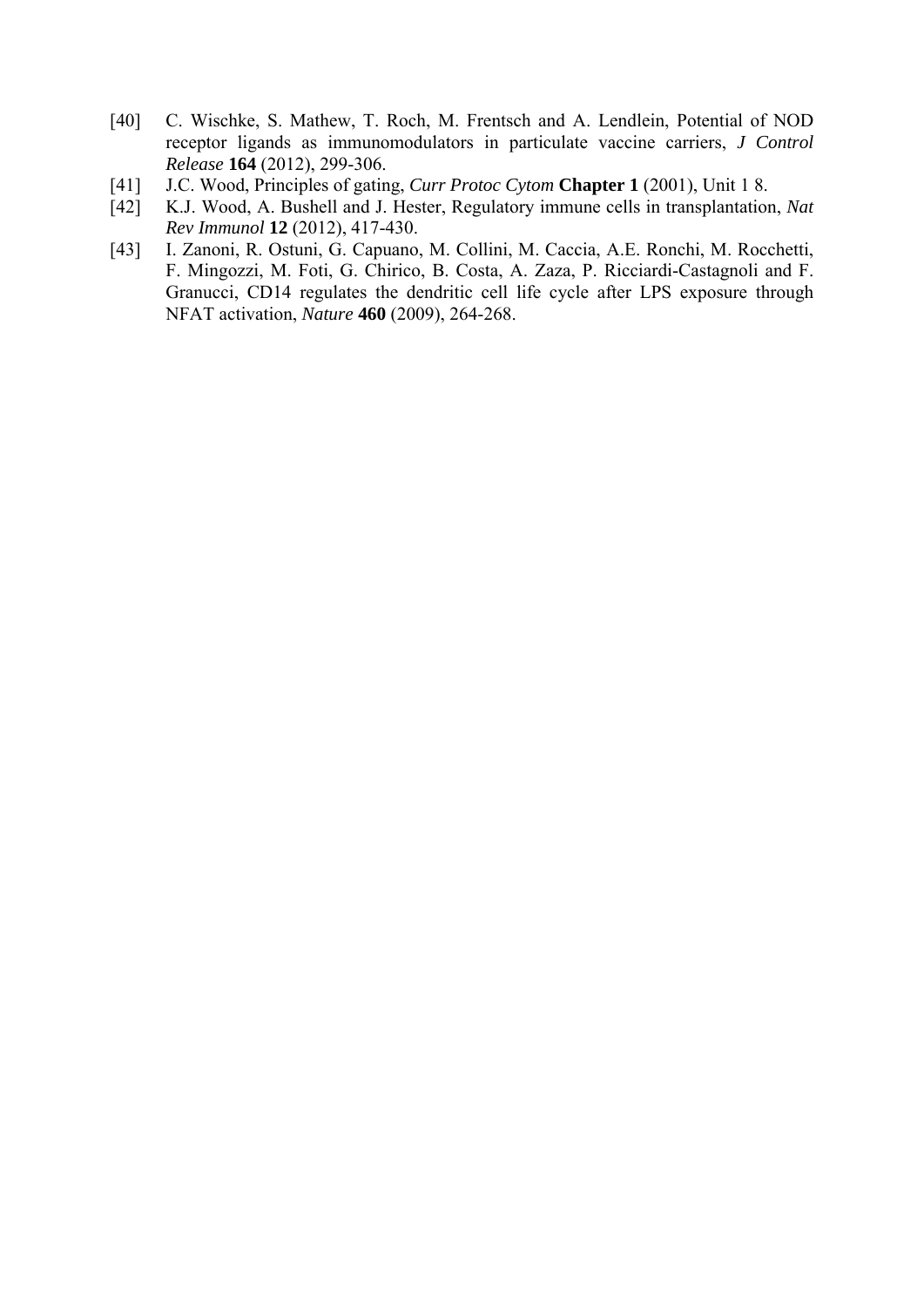[40] C. Wischke, S. Mathew, T. Roch, M. Frentsch and A. Lendlein, Potential of NOD receptor ligands as immunomodulators in particulate vaccine carriers, *J Control Release* **164** (2012), 299-306.

[41] J.C. Wood, Principles of gating, *Curr Protoc Cytom* **Chapter 1** (2001), Unit 1 8.

[42] K.J. Wood, A. Bushell and J. Hester, Regulatory immune cells in transplantation, *Nat Rev Immunol* **12** (2012), 417-430.

[43] I. Zanoni, R. Ostuni, G. Capuano, M. Collini, M. Caccia, A.E. Ronchi, M. Rocchetti, F. Mingozzi, M. Foti, G. Chirico, B. Costa, A. Zaza, P. Ricciardi-Castagnoli and F. Granucci, CD14 regulates the dendritic cell life cycle after LPS exposure through NFAT activation, *Nature* **460** (2009), 264-268.